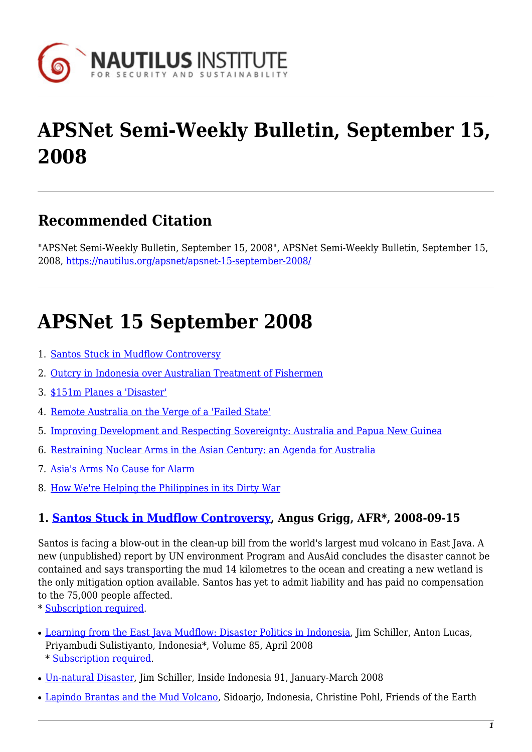# APSNet Semi-Weekly Bulletin, September 15, 2008

## Recommended Citation

"APSNet Semi-Weekly Bulletin, September 15, 2008", APSNet Semi-Weekly Bulletin, September 15, 2008, https://nautilus.org/apsnet/apsnet-15-september-2008/

# APSNet 15 September 2008

1. Santos Stuck in Mudflow Controversy
2. Outcry in Indonesia over Australian Treatment of Fishermen
3. $151m Planes a 'Disaster'
4. Remote Australia on the Verge of a 'Failed State'
5. Improving Development and Respecting Sovereignty: Australia and Papua New Guinea
6. Restraining Nuclear Arms in the Asian Century: an Agenda for Australia
7. Asia's Arms No Cause for Alarm
8. How We're Helping the Philippines in its Dirty War

### 1. Santos Stuck in Mudflow Controversy, Angus Grigg, AFR*, 2008-09-15

Santos is facing a blow-out in the clean-up bill from the world's largest mud volcano in East Java. A new (unpublished) report by UN environment Program and AusAid concludes the disaster cannot be contained and says transporting the mud 14 kilometres to the ocean and creating a new wetland is the only mitigation option available. Santos has yet to admit liability and has paid no compensation to the 75,000 people affected.
* Subscription required.

- Learning from the East Java Mudflow: Disaster Politics in Indonesia, Jim Schiller, Anton Lucas, Priyambudi Sulistiyanto, Indonesia*, Volume 85, April 2008
  * Subscription required.
- Un-natural Disaster, Jim Schiller, Inside Indonesia 91, January-March 2008
- Lapindo Brantas and the Mud Volcano, Sidoarjo, Indonesia, Christine Pohl, Friends of the Earth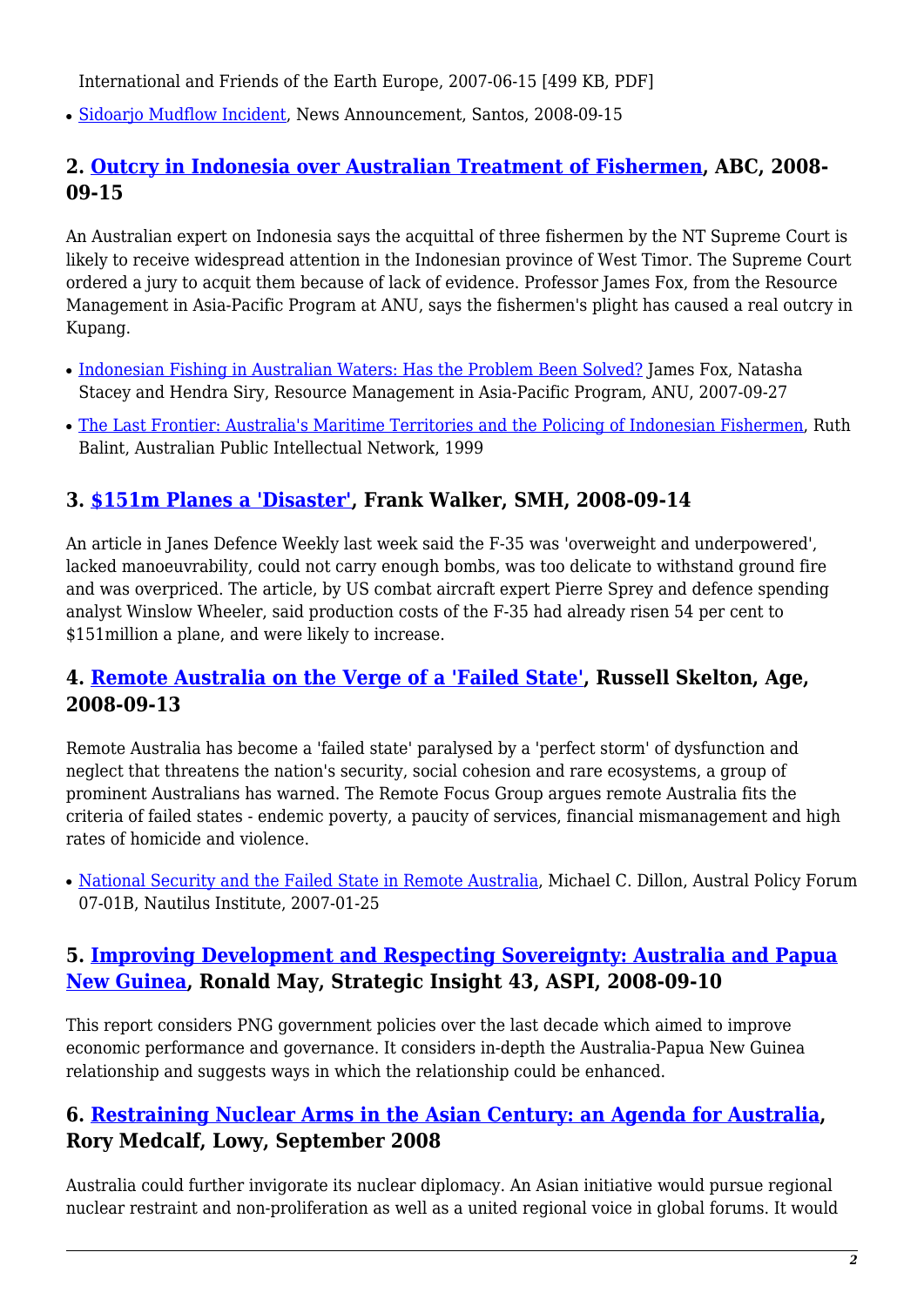International and Friends of the Earth Europe, 2007-06-15 [499 KB, PDF]

- Sidoarjo Mudflow Incident, News Announcement, Santos, 2008-09-15

## 2. Outcry in Indonesia over Australian Treatment of Fishermen, ABC, 2008-09-15

An Australian expert on Indonesia says the acquittal of three fishermen by the NT Supreme Court is likely to receive widespread attention in the Indonesian province of West Timor. The Supreme Court ordered a jury to acquit them because of lack of evidence. Professor James Fox, from the Resource Management in Asia-Pacific Program at ANU, says the fishermen's plight has caused a real outcry in Kupang.

- Indonesian Fishing in Australian Waters: Has the Problem Been Solved? James Fox, Natasha Stacey and Hendra Siry, Resource Management in Asia-Pacific Program, ANU, 2007-09-27
- The Last Frontier: Australia's Maritime Territories and the Policing of Indonesian Fishermen, Ruth Balint, Australian Public Intellectual Network, 1999

## 3. $151m Planes a 'Disaster', Frank Walker, SMH, 2008-09-14

An article in Janes Defence Weekly last week said the F-35 was 'overweight and underpowered', lacked manoeuvrability, could not carry enough bombs, was too delicate to withstand ground fire and was overpriced. The article, by US combat aircraft expert Pierre Sprey and defence spending analyst Winslow Wheeler, said production costs of the F-35 had already risen 54 per cent to $151million a plane, and were likely to increase.

## 4. Remote Australia on the Verge of a 'Failed State', Russell Skelton, Age, 2008-09-13

Remote Australia has become a 'failed state' paralysed by a 'perfect storm' of dysfunction and neglect that threatens the nation's security, social cohesion and rare ecosystems, a group of prominent Australians has warned. The Remote Focus Group argues remote Australia fits the criteria of failed states - endemic poverty, a paucity of services, financial mismanagement and high rates of homicide and violence.

- National Security and the Failed State in Remote Australia, Michael C. Dillon, Austral Policy Forum 07-01B, Nautilus Institute, 2007-01-25

## 5. Improving Development and Respecting Sovereignty: Australia and Papua New Guinea, Ronald May, Strategic Insight 43, ASPI, 2008-09-10

This report considers PNG government policies over the last decade which aimed to improve economic performance and governance. It considers in-depth the Australia-Papua New Guinea relationship and suggests ways in which the relationship could be enhanced.

## 6. Restraining Nuclear Arms in the Asian Century: an Agenda for Australia, Rory Medcalf, Lowy, September 2008

Australia could further invigorate its nuclear diplomacy. An Asian initiative would pursue regional nuclear restraint and non-proliferation as well as a united regional voice in global forums. It would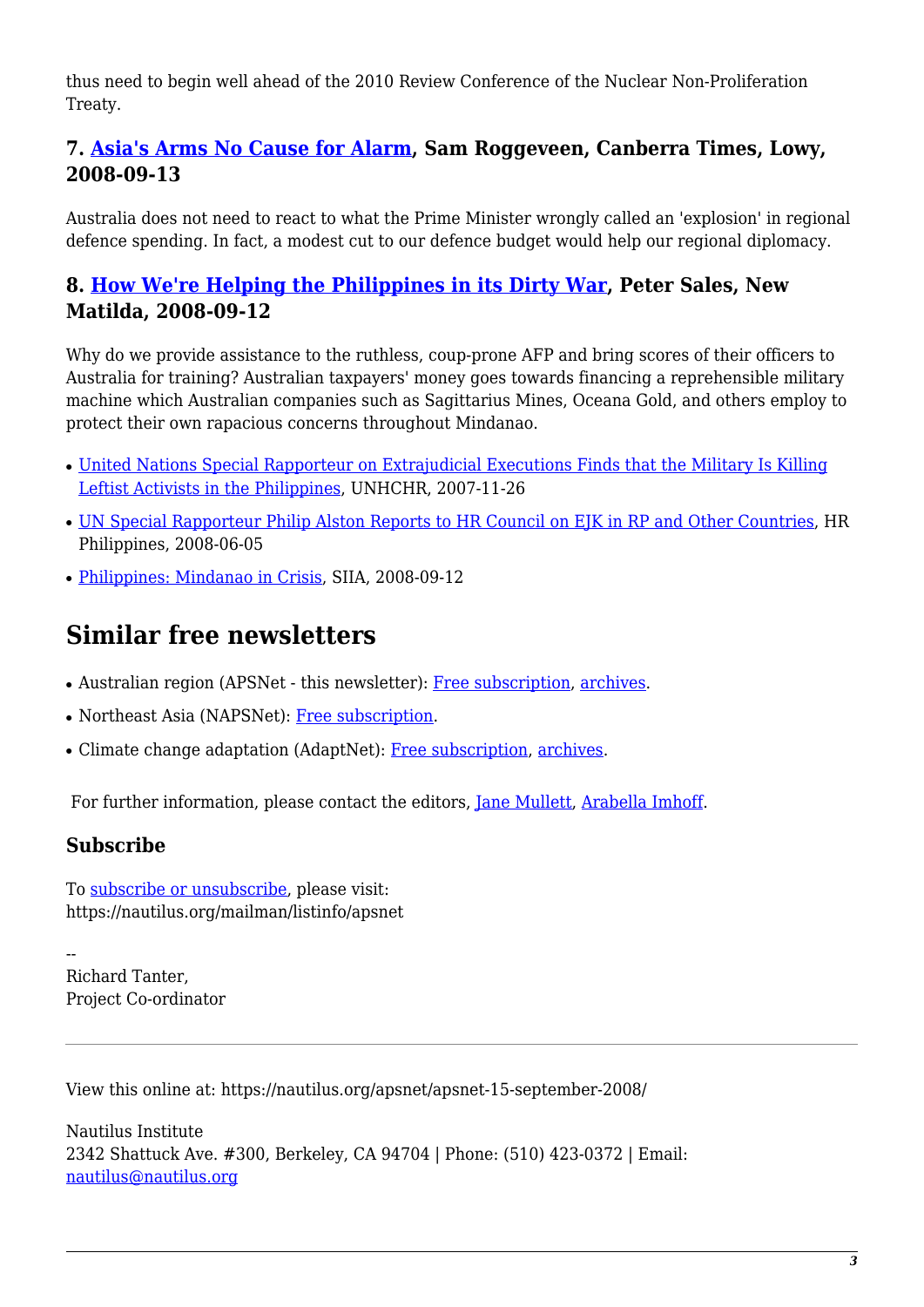thus need to begin well ahead of the 2010 Review Conference of the Nuclear Non-Proliferation Treaty.

### 7. Asia's Arms No Cause for Alarm, Sam Roggeveen, Canberra Times, Lowy, 2008-09-13

Australia does not need to react to what the Prime Minister wrongly called an 'explosion' in regional defence spending. In fact, a modest cut to our defence budget would help our regional diplomacy.

### 8. How We're Helping the Philippines in its Dirty War, Peter Sales, New Matilda, 2008-09-12

Why do we provide assistance to the ruthless, coup-prone AFP and bring scores of their officers to Australia for training? Australian taxpayers' money goes towards financing a reprehensible military machine which Australian companies such as Sagittarius Mines, Oceana Gold, and others employ to protect their own rapacious concerns throughout Mindanao.

- United Nations Special Rapporteur on Extrajudicial Executions Finds that the Military Is Killing Leftist Activists in the Philippines, UNHCHR, 2007-11-26
- UN Special Rapporteur Philip Alston Reports to HR Council on EJK in RP and Other Countries, HR Philippines, 2008-06-05
- Philippines: Mindanao in Crisis, SIIA, 2008-09-12

## Similar free newsletters

- Australian region (APSNet - this newsletter): Free subscription, archives.
- Northeast Asia (NAPSNet): Free subscription.
- Climate change adaptation (AdaptNet): Free subscription, archives.

For further information, please contact the editors, Jane Mullett, Arabella Imhoff.

### Subscribe

To subscribe or unsubscribe, please visit:
https://nautilus.org/mailman/listinfo/apsnet

--
Richard Tanter,
Project Co-ordinator

---

View this online at: https://nautilus.org/apsnet/apsnet-15-september-2008/

Nautilus Institute
2342 Shattuck Ave. #300, Berkeley, CA 94704 | Phone: (510) 423-0372 | Email: nautilus@nautilus.org